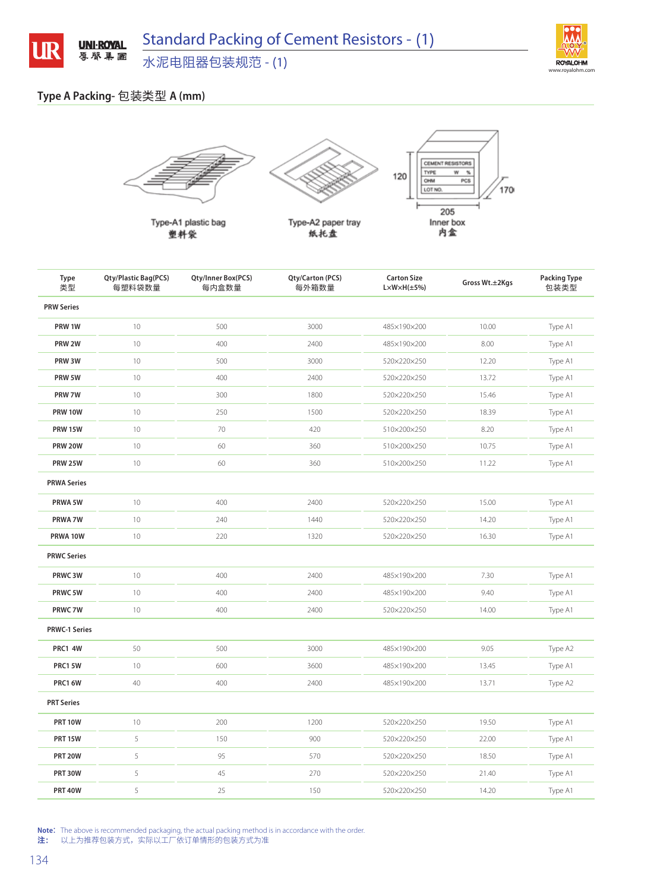# Standard Packing of Cement Resistors - (1)

## 水泥电阻器包装规范 - (1)

### Type A Packing- 包装类型 A (mm)

Type-A1 plastic bag
塑料袋

Type-A2 paper tray
纸托盘

CEMENT RESISTORS
TYPE W %
OHM PCS
LOT NO.

120 | 205 | 170

Inner box
内盒

| Type<br>类型 | Qty/Plastic Bag(PCS)<br>每塑料袋数量 | Qty/Inner Box(PCS)<br>每内盒数量 | Qty/Carton (PCS)<br>每外箱数量 | Carton Size<br>L×W×H(±5%) | Gross Wt.±2Kgs | Packing Type<br>包装类型 |
|---|---|---|---|---|---|---|
| **PRW Series** | | | | | | |
| PRW 1W | 10 | 500 | 3000 | 485×190×200 | 10.00 | Type A1 |
| PRW 2W | 10 | 400 | 2400 | 485×190×200 | 8.00 | Type A1 |
| PRW 3W | 10 | 500 | 3000 | 520×220×250 | 12.20 | Type A1 |
| PRW 5W | 10 | 400 | 2400 | 520×220×250 | 13.72 | Type A1 |
| PRW 7W | 10 | 300 | 1800 | 520×220×250 | 15.46 | Type A1 |
| PRW 10W | 10 | 250 | 1500 | 520×220×250 | 18.39 | Type A1 |
| PRW 15W | 10 | 70 | 420 | 510×200×250 | 8.20 | Type A1 |
| PRW 20W | 10 | 60 | 360 | 510×200×250 | 10.75 | Type A1 |
| PRW 25W | 10 | 60 | 360 | 510×200×250 | 11.22 | Type A1 |
| **PRWA Series** | | | | | | |
| PRWA 5W | 10 | 400 | 2400 | 520×220×250 | 15.00 | Type A1 |
| PRWA 7W | 10 | 240 | 1440 | 520×220×250 | 14.20 | Type A1 |
| PRWA 10W | 10 | 220 | 1320 | 520×220×250 | 16.30 | Type A1 |
| **PRWC Series** | | | | | | |
| PRWC 3W | 10 | 400 | 2400 | 485×190×200 | 7.30 | Type A1 |
| PRWC 5W | 10 | 400 | 2400 | 485×190×200 | 9.40 | Type A1 |
| PRWC 7W | 10 | 400 | 2400 | 520×220×250 | 14.00 | Type A1 |
| **PRWC-1 Series** | | | | | | |
| PRC1 4W | 50 | 500 | 3000 | 485×190×200 | 9.05 | Type A2 |
| PRC1 5W | 10 | 600 | 3600 | 485×190×200 | 13.45 | Type A1 |
| PRC1 6W | 40 | 400 | 2400 | 485×190×200 | 13.71 | Type A2 |
| **PRT Series** | | | | | | |
| PRT 10W | 10 | 200 | 1200 | 520×220×250 | 19.50 | Type A1 |
| PRT 15W | 5 | 150 | 900 | 520×220×250 | 22.00 | Type A1 |
| PRT 20W | 5 | 95 | 570 | 520×220×250 | 18.50 | Type A1 |
| PRT 30W | 5 | 45 | 270 | 520×220×250 | 21.40 | Type A1 |
| PRT 40W | 5 | 25 | 150 | 520×220×250 | 14.20 | Type A1 |

**Note:** The above is recommended packaging, the actual packing method is in accordance with the order.
**注：** 以上为推荐包装方式，实际以工厂依订单情形的包装方式为准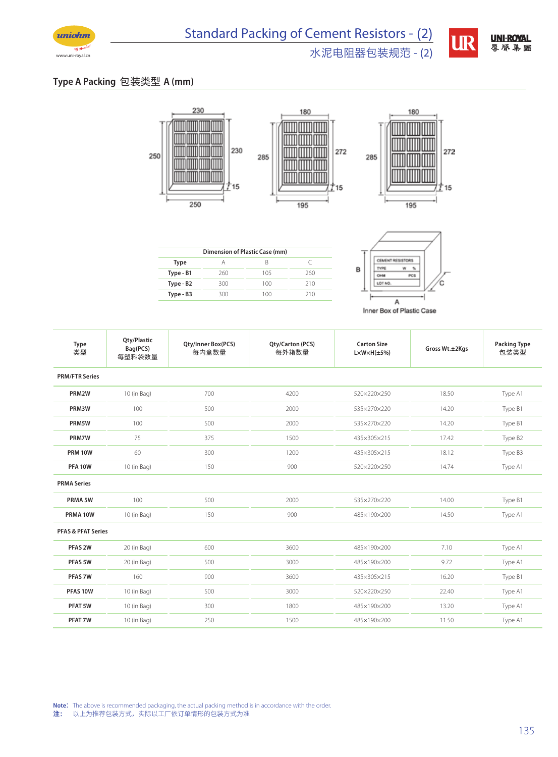# Standard Packing of Cement Resistors - (2)
# 水泥电阻器包装规范 - (2)

## Type A Packing 包装类型 A (mm)

Dimension of Plastic Case (mm)

| Type | A | B | C |
|---|---|---|---|
| Type - B1 | 260 | 105 | 260 |
| Type - B2 | 300 | 100 | 210 |
| Type - B3 | 300 | 100 | 210 |

Inner Box of Plastic Case

| Type 类型 | Qty/Plastic Bag(PCS) 每塑料袋数量 | Qty/Inner Box(PCS) 每内盒数量 | Qty/Carton (PCS) 每外箱数量 | Carton Size L×W×H(±5%) | Gross Wt.±2Kgs | Packing Type 包装类型 |
|---|---|---|---|---|---|---|
| **PRM/FTR Series** | | | | | | |
| PRM2W | 10 (in Bag) | 700 | 4200 | 520×220×250 | 18.50 | Type A1 |
| PRM3W | 100 | 500 | 2000 | 535×270×220 | 14.20 | Type B1 |
| PRM5W | 100 | 500 | 2000 | 535×270×220 | 14.20 | Type B1 |
| PRM7W | 75 | 375 | 1500 | 435×305×215 | 17.42 | Type B2 |
| PRM 10W | 60 | 300 | 1200 | 435×305×215 | 18.12 | Type B3 |
| PFA 10W | 10 (in Bag) | 150 | 900 | 520×220×250 | 14.74 | Type A1 |
| **PRMA Series** | | | | | | |
| PRMA 5W | 100 | 500 | 2000 | 535×270×220 | 14.00 | Type B1 |
| PRMA 10W | 10 (in Bag) | 150 | 900 | 485×190×200 | 14.50 | Type A1 |
| **PFAS & PFAT Series** | | | | | | |
| PFAS 2W | 20 (in Bag) | 600 | 3600 | 485×190×200 | 7.10 | Type A1 |
| PFAS 5W | 20 (in Bag) | 500 | 3000 | 485×190×200 | 9.72 | Type A1 |
| PFAS 7W | 160 | 900 | 3600 | 435×305×215 | 16.20 | Type B1 |
| PFAS 10W | 10 (in Bag) | 500 | 3000 | 520×220×250 | 22.40 | Type A1 |
| PFAT 5W | 10 (in Bag) | 300 | 1800 | 485×190×200 | 13.20 | Type A1 |
| PFAT 7W | 10 (in Bag) | 250 | 1500 | 485×190×200 | 11.50 | Type A1 |

**Note**: The above is recommended packaging, the actual packing method is in accordance with the order.
**注**: 以上为推荐包装方式，实际以工厂依订单情形的包装方式为准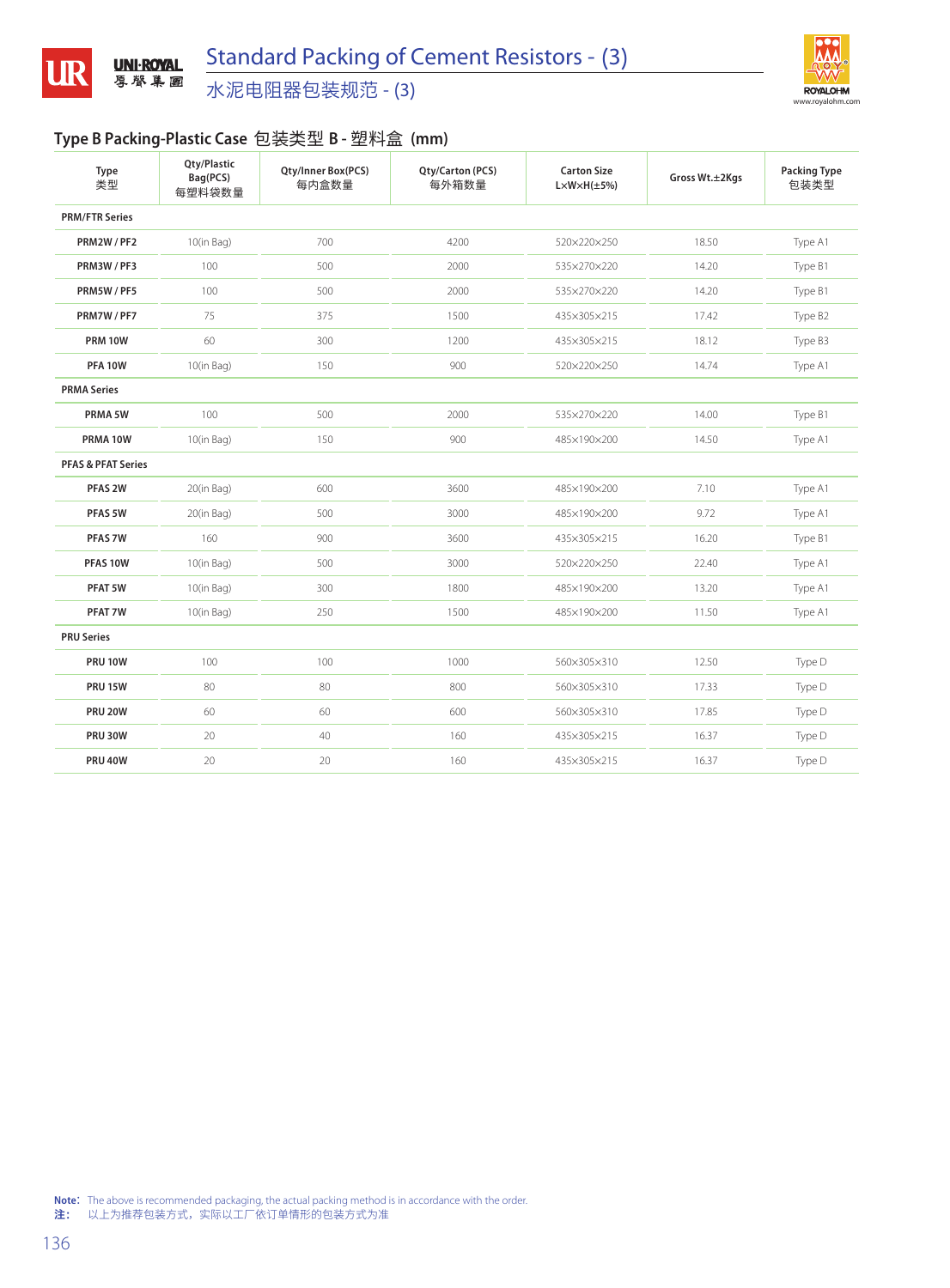# Standard Packing of Cement Resistors - (3)

## 水泥电阻器包装规范 - (3)

### Type B Packing-Plastic Case 包装类型 B - 塑料盒 (mm)

| Type<br>类型 | Qty/Plastic Bag(PCS)<br>每塑料袋数量 | Qty/Inner Box(PCS)<br>每内盒数量 | Qty/Carton (PCS)<br>每外箱数量 | Carton Size<br>L×W×H(±5%) | Gross Wt.±2Kgs | Packing Type<br>包装类型 |
|---|---|---|---|---|---|---|
| **PRM/FTR Series** | | | | | | |
| **PRM2W / PF2** | 10(in Bag) | 700 | 4200 | 520×220×250 | 18.50 | Type A1 |
| **PRM3W / PF3** | 100 | 500 | 2000 | 535×270×220 | 14.20 | Type B1 |
| **PRM5W / PF5** | 100 | 500 | 2000 | 535×270×220 | 14.20 | Type B1 |
| **PRM7W / PF7** | 75 | 375 | 1500 | 435×305×215 | 17.42 | Type B2 |
| **PRM 10W** | 60 | 300 | 1200 | 435×305×215 | 18.12 | Type B3 |
| **PFA 10W** | 10(in Bag) | 150 | 900 | 520×220×250 | 14.74 | Type A1 |
| **PRMA Series** | | | | | | |
| **PRMA 5W** | 100 | 500 | 2000 | 535×270×220 | 14.00 | Type B1 |
| **PRMA 10W** | 10(in Bag) | 150 | 900 | 485×190×200 | 14.50 | Type A1 |
| **PFAS & PFAT Series** | | | | | | |
| **PFAS 2W** | 20(in Bag) | 600 | 3600 | 485×190×200 | 7.10 | Type A1 |
| **PFAS 5W** | 20(in Bag) | 500 | 3000 | 485×190×200 | 9.72 | Type A1 |
| **PFAS 7W** | 160 | 900 | 3600 | 435×305×215 | 16.20 | Type B1 |
| **PFAS 10W** | 10(in Bag) | 500 | 3000 | 520×220×250 | 22.40 | Type A1 |
| **PFAT 5W** | 10(in Bag) | 300 | 1800 | 485×190×200 | 13.20 | Type A1 |
| **PFAT 7W** | 10(in Bag) | 250 | 1500 | 485×190×200 | 11.50 | Type A1 |
| **PRU Series** | | | | | | |
| **PRU 10W** | 100 | 100 | 1000 | 560×305×310 | 12.50 | Type D |
| **PRU 15W** | 80 | 80 | 800 | 560×305×310 | 17.33 | Type D |
| **PRU 20W** | 60 | 60 | 600 | 560×305×310 | 17.85 | Type D |
| **PRU 30W** | 20 | 40 | 160 | 435×305×215 | 16.37 | Type D |
| **PRU 40W** | 20 | 20 | 160 | 435×305×215 | 16.37 | Type D |

**Note:** The above is recommended packaging, the actual packing method is in accordance with the order.
**注：** 以上为推荐包装方式，实际以工厂依订单情形的包装方式为准